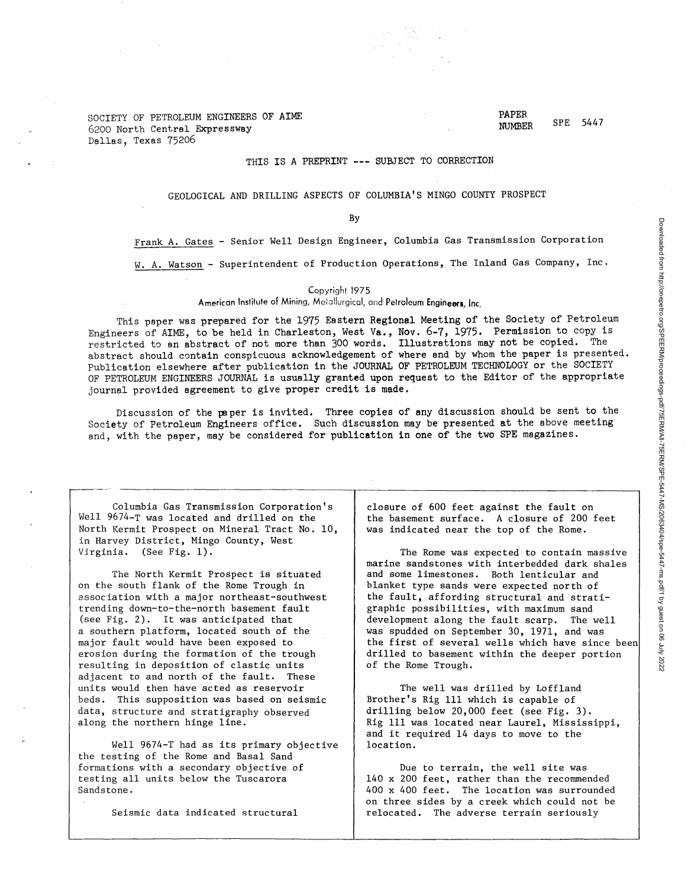SOCIETY OF PETROLEUM ENGINEERS OF AIME
6200 North Central Expressway
Dallas, Texas 75206

PAPER NUMBER SPE 5447

THIS IS A PREPRINT --- SUBJECT TO CORRECTION

# GEOLOGICAL AND DRILLING ASPECTS OF COLUMBIA'S MINGO COUNTY PROSPECT

By

Frank A. Gates - Senior Well Design Engineer, Columbia Gas Transmission Corporation

W. A. Watson - Superintendent of Production Operations, The Inland Gas Company, Inc.

Copyright 1975
American Institute of Mining, Metallurgical, and Petroleum Engineers, Inc.

This paper was prepared for the 1975 Eastern Regional Meeting of the Society of Petroleum Engineers of AIME, to be held in Charleston, West Va., Nov. 6-7, 1975. Permission to copy is restricted to an abstract of not more than 300 words. Illustrations may not be copied. The abstract should contain conspicuous acknowledgement of where and by whom the paper is presented. Publication elsewhere after publication in the JOURNAL OF PETROLEUM TECHNOLOGY or the SOCIETY OF PETROLEUM ENGINEERS JOURNAL is usually granted upon request to the Editor of the appropriate journal provided agreement to give proper credit is made.

Discussion of the paper is invited. Three copies of any discussion should be sent to the Society of Petroleum Engineers office. Such discussion may be presented at the above meeting and, with the paper, may be considered for publication in one of the two SPE magazines.

Columbia Gas Transmission Corporation's Well 9674-T was located and drilled on the North Kermit Prospect on Mineral Tract No. 10, in Harvey District, Mingo County, West Virginia. (See Fig. 1).

The North Kermit Prospect is situated on the south flank of the Rome Trough in association with a major northeast-southwest trending down-to-the-north basement fault (see Fig. 2). It was anticipated that a southern platform, located south of the major fault would have been exposed to erosion during the formation of the trough resulting in deposition of clastic units adjacent to and north of the fault. These units would then have acted as reservoir beds. This supposition was based on seismic data, structure and stratigraphy observed along the northern hinge line.

Well 9674-T had as its primary objective the testing of the Rome and Basal Sand formations with a secondary objective of testing all units below the Tuscarora Sandstone.

Seismic data indicated structural closure of 600 feet against the fault on the basement surface. A closure of 200 feet was indicated near the top of the Rome.

The Rome was expected to contain massive marine sandstones with interbedded dark shales and some limestones. Both lenticular and blanket type sands were expected north of the fault, affording structural and stratigraphic possibilities, with maximum sand development along the fault scarp. The well was spudded on September 30, 1971, and was the first of several wells which have since been drilled to basement within the deeper portion of the Rome Trough.

The well was drilled by Loffland Brother's Rig 111 which is capable of drilling below 20,000 feet (see Fig. 3). Rig 111 was located near Laurel, Mississippi, and it required 14 days to move to the location.

Due to terrain, the well site was 140 x 200 feet, rather than the recommended 400 x 400 feet. The location was surrounded on three sides by a creek which could not be relocated. The adverse terrain seriously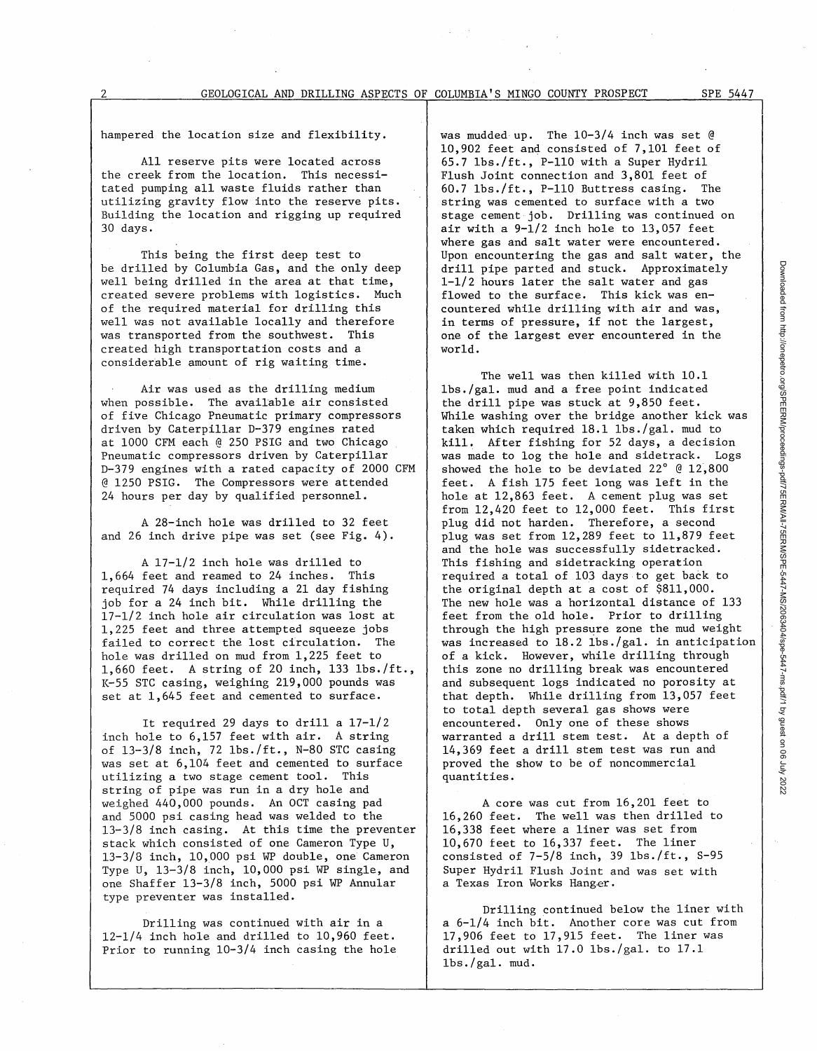hampered the location size and flexibility.

All reserve pits were located across the creek from the location. This necessitated pumping all waste fluids rather than utilizing gravity flow into the reserve pits. Building the location and rigging up required 30 days.

This being the first deep test to be drilled by Columbia Gas, and the only deep well being drilled in the area at that time, created severe problems with logistics. Much of the required material for drilling this well was not available locally and therefore was transported from the southwest. This created high transportation costs and a considerable amount of rig waiting time.

Air was used as the drilling medium when possible. The available air consisted of five Chicago Pneumatic primary compressors driven by Caterpillar D-379 engines rated at 1000 CFM each @ 250 PSIG and two Chicago Pneumatic compressors driven by Caterpillar D-379 engines with a rated capacity of 2000 CFM @ 1250 PSIG. The Compressors were attended 24 hours per day by qualified personnel.

A 28-inch hole was drilled to 32 feet and 26 inch drive pipe was set (see Fig. 4).

A 17-1/2 inch hole was drilled to 1,664 feet and reamed to 24 inches. This required 74 days including a 21 day fishing job for a 24 inch bit. While drilling the 17-1/2 inch hole air circulation was lost at 1,225 feet and three attempted squeeze jobs failed to correct the lost circulation. The hole was drilled on mud from 1,225 feet to 1,660 feet. A string of 20 inch, 133 lbs./ft., K-55 STC casing, weighing 219,000 pounds was set at 1,645 feet and cemented to surface.

It required 29 days to drill a 17-1/2 inch hole to 6,157 feet with air. A string of 13-3/8 inch, 72 lbs./ft., N-80 STC casing was set at 6,104 feet and cemented to surface utilizing a two stage cement tool. This string of pipe was run in a dry hole and weighed 440,000 pounds. An OCT casing pad and 5000 psi casing head was welded to the 13-3/8 inch casing. At this time the preventer stack which consisted of one Cameron Type U, 13-3/8 inch, 10,000 psi WP double, one Cameron Type U, 13-3/8 inch, 10,000 psi WP single, and one Shaffer 13-3/8 inch, 5000 psi WP Annular type preventer was installed.

Drilling was continued with air in a 12-1/4 inch hole and drilled to 10,960 feet. Prior to running 10-3/4 inch casing the hole was mudded up. The 10-3/4 inch was set @ 10,902 feet and consisted of 7,101 feet of 65.7 lbs./ft., P-110 with a Super Hydril Flush Joint connection and 3,801 feet of 60.7 lbs./ft., P-110 Buttress casing. The string was cemented to surface with a two stage cement job. Drilling was continued on air with a 9-1/2 inch hole to 13,057 feet where gas and salt water were encountered. Upon encountering the gas and salt water, the drill pipe parted and stuck. Approximately 1-1/2 hours later the salt water and gas flowed to the surface. This kick was encountered while drilling with air and was, in terms of pressure, if not the largest, one of the largest ever encountered in the world.

The well was then killed with 10.1 lbs./gal. mud and a free point indicated the drill pipe was stuck at 9,850 feet. While washing over the bridge another kick was taken which required 18.1 lbs./gal. mud to kill. After fishing for 52 days, a decision was made to log the hole and sidetrack. Logs showed the hole to be deviated 22° @ 12,800 feet. A fish 175 feet long was left in the hole at 12,863 feet. A cement plug was set from 12,420 feet to 12,000 feet. This first plug did not harden. Therefore, a second plug was set from 12,289 feet to 11,879 feet and the hole was successfully sidetracked. This fishing and sidetracking operation required a total of 103 days to get back to the original depth at a cost of $811,000. The new hole was a horizontal distance of 133 feet from the old hole. Prior to drilling through the high pressure zone the mud weight was increased to 18.2 lbs./gal. in anticipation of a kick. However, while drilling through this zone no drilling break was encountered and subsequent logs indicated no porosity at that depth. While drilling from 13,057 feet to total depth several gas shows were encountered. Only one of these shows warranted a drill stem test. At a depth of 14,369 feet a drill stem test was run and proved the show to be of noncommercial quantities.

A core was cut from 16,201 feet to 16,260 feet. The well was then drilled to 16,338 feet where a liner was set from 10,670 feet to 16,337 feet. The liner consisted of 7-5/8 inch, 39 lbs./ft., S-95 Super Hydril Flush Joint and was set with a Texas Iron Works Hanger.

Drilling continued below the liner with a 6-1/4 inch bit. Another core was cut from 17,906 feet to 17,915 feet. The liner was drilled out with 17.0 lbs./gal. to 17.1 lbs./gal. mud.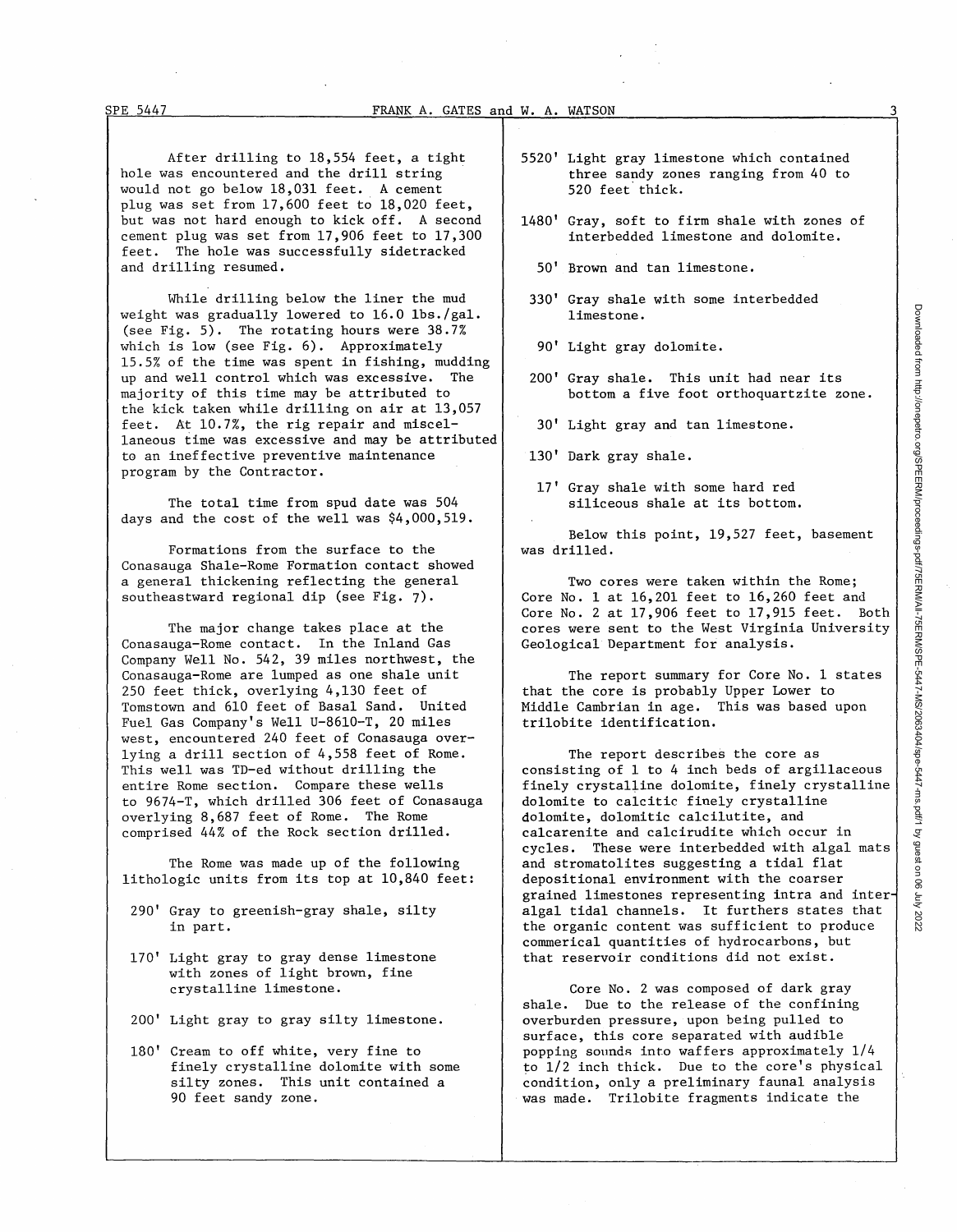After drilling to 18,554 feet, a tight hole was encountered and the drill string would not go below 18,031 feet. A cement plug was set from 17,600 feet to 18,020 feet, but was not hard enough to kick off. A second cement plug was set from 17,906 feet to 17,300 feet. The hole was successfully sidetracked and drilling resumed.

While drilling below the liner the mud weight was gradually lowered to 16.0 lbs./gal. (see Fig. 5). The rotating hours were 38.7% which is low (see Fig. 6). Approximately 15.5% of the time was spent in fishing, mudding up and well control which was excessive. The majority of this time may be attributed to the kick taken while drilling on air at 13,057 feet. At 10.7%, the rig repair and miscellaneous time was excessive and may be attributed to an ineffective preventive maintenance program by the Contractor.

The total time from spud date was 504 days and the cost of the well was $4,000,519.

Formations from the surface to the Conasauga Shale-Rome Formation contact showed a general thickening reflecting the general southeastward regional dip (see Fig. 7).

The major change takes place at the Conasauga-Rome contact. In the Inland Gas Company Well No. 542, 39 miles northwest, the Conasauga-Rome are lumped as one shale unit 250 feet thick, overlying 4,130 feet of Tomstown and 610 feet of Basal Sand. United Fuel Gas Company's Well U-8610-T, 20 miles west, encountered 240 feet of Conasauga overlying a drill section of 4,558 feet of Rome. This well was TD-ed without drilling the entire Rome section. Compare these wells to 9674-T, which drilled 306 feet of Conasauga overlying 8,687 feet of Rome. The Rome comprised 44% of the Rock section drilled.

The Rome was made up of the following lithologic units from its top at 10,840 feet:

- 290' Gray to greenish-gray shale, silty in part.
- 170' Light gray to gray dense limestone with zones of light brown, fine crystalline limestone.
- 200' Light gray to gray silty limestone.
- 180' Cream to off white, very fine to finely crystalline dolomite with some silty zones. This unit contained a 90 feet sandy zone.
- 5520' Light gray limestone which contained three sandy zones ranging from 40 to 520 feet thick.
- 1480' Gray, soft to firm shale with zones of interbedded limestone and dolomite.
- 50' Brown and tan limestone.
- 330' Gray shale with some interbedded limestone.
- 90' Light gray dolomite.
- 200' Gray shale. This unit had near its bottom a five foot orthoquartzite zone.
- 30' Light gray and tan limestone.
- 130' Dark gray shale.
- 17' Gray shale with some hard red siliceous shale at its bottom.

Below this point, 19,527 feet, basement was drilled.

Two cores were taken within the Rome; Core No. 1 at 16,201 feet to 16,260 feet and Core No. 2 at 17,906 feet to 17,915 feet. Both cores were sent to the West Virginia University Geological Department for analysis.

The report summary for Core No. 1 states that the core is probably Upper Lower to Middle Cambrian in age. This was based upon trilobite identification.

The report describes the core as consisting of 1 to 4 inch beds of argillaceous finely crystalline dolomite, finely crystalline dolomite to calcitic finely crystalline dolomite, dolomitic calcilutite, and calcarenite and calcirudite which occur in cycles. These were interbedded with algal mats and stromatolites suggesting a tidal flat depositional environment with the coarser grained limestones representing intra and inter-algal tidal channels. It furthers states that the organic content was sufficient to produce commerical quantities of hydrocarbons, but that reservoir conditions did not exist.

Core No. 2 was composed of dark gray shale. Due to the release of the confining overburden pressure, upon being pulled to surface, this core separated with audible popping sounds into waffers approximately 1/4 to 1/2 inch thick. Due to the core's physical condition, only a preliminary faunal analysis was made. Trilobite fragments indicate the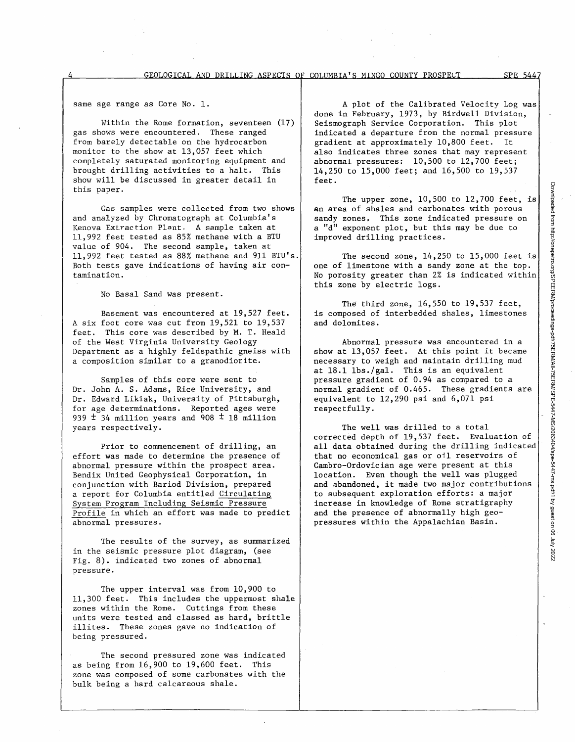same age range as Core No. 1.

Within the Rome formation, seventeen (17) gas shows were encountered. These ranged from barely detectable on the hydrocarbon monitor to the show at 13,057 feet which completely saturated monitoring equipment and brought drilling activities to a halt. This show will be discussed in greater detail in this paper.

Gas samples were collected from two shows and analyzed by Chromatograph at Columbia's Kenova Extraction Plant. A sample taken at 11,992 feet tested as 85% methane with a BTU value of 904. The second sample, taken at 11,992 feet tested as 88% methane and 911 BTU's. Both tests gave indications of having air contamination.

No Basal Sand was present.

Basement was encountered at 19,527 feet. A six foot core was cut from 19,521 to 19,537 feet. This core was described by M. T. Heald of the West Virginia University Geology Department as a highly feldspathic gneiss with a composition similar to a granodiorite.

Samples of this core were sent to Dr. John A. S. Adams, Rice University, and Dr. Edward Likiak, University of Pittsburgh, for age determinations. Reported ages were 939 ± 34 million years and 908 ± 18 million years respectively.

Prior to commencement of drilling, an effort was made to determine the presence of abnormal pressure within the prospect area. Bendix United Geophysical Corporation, in conjunction with Bariod Division, prepared a report for Columbia entitled Circulating System Program Including Seismic Pressure Profile in which an effort was made to predict abnormal pressures.

The results of the survey, as summarized in the seismic pressure plot diagram, (see Fig. 8). indicated two zones of abnormal pressure.

The upper interval was from 10,900 to 11,300 feet. This includes the uppermost shale zones within the Rome. Cuttings from these units were tested and classed as hard, brittle illites. These zones gave no indication of being pressured.

The second pressured zone was indicated as being from 16,900 to 19,600 feet. This zone was composed of some carbonates with the bulk being a hard calcareous shale.

A plot of the Calibrated Velocity Log was done in February, 1973, by Birdwell Division, Seismograph Service Corporation. This plot indicated a departure from the normal pressure gradient at approximately 10,800 feet. It also indicates three zones that may represent abnormal pressures: 10,500 to 12,700 feet; 14,250 to 15,000 feet; and 16,500 to 19,537 feet.

The upper zone, 10,500 to 12,700 feet, is an area of shales and carbonates with porous sandy zones. This zone indicated pressure on a "d" exponent plot, but this may be due to improved drilling practices.

The second zone, 14,250 to 15,000 feet is one of limestone with a sandy zone at the top. No porosity greater than 2% is indicated within this zone by electric logs.

The third zone, 16,550 to 19,537 feet, is composed of interbedded shales, limestones and dolomites.

Abnormal pressure was encountered in a show at 13,057 feet. At this point it became necessary to weigh and maintain drilling mud at 18.1 lbs./gal. This is an equivalent pressure gradient of 0.94 as compared to a normal gradient of 0.465. These gradients are equivalent to 12,290 psi and 6,071 psi respectfully.

The well was drilled to a total corrected depth of 19,537 feet. Evaluation of all data obtained during the drilling indicated that no economical gas or oil reservoirs of Cambro-Ordovician age were present at this location. Even though the well was plugged and abandoned, it made two major contributions to subsequent exploration efforts: a major increase in knowledge of Rome stratigraphy and the presence of abnormally high geopressures within the Appalachian Basin.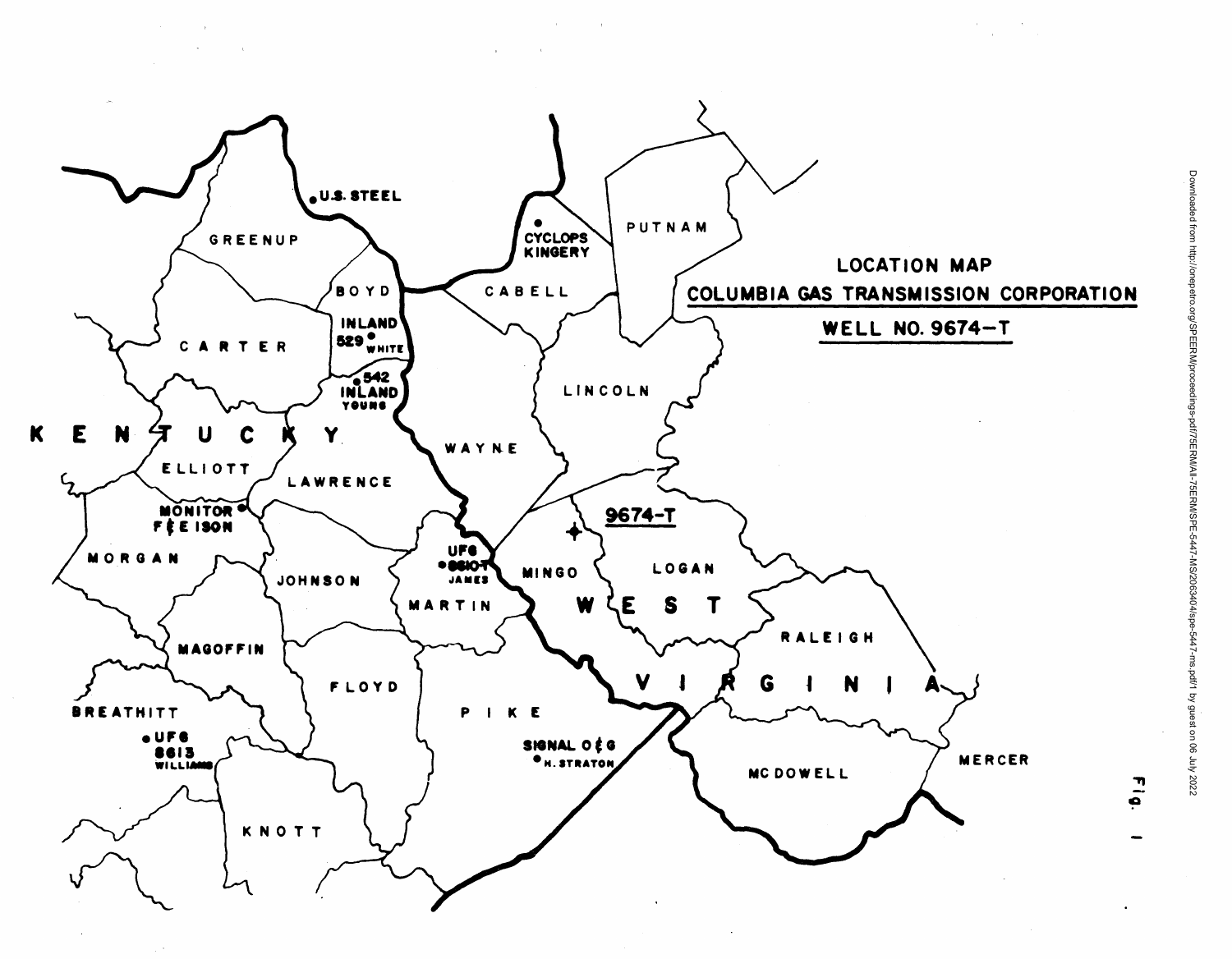LOCATION MAP

COLUMBIA GAS TRANSMISSION CORPORATION

WELL NO. 9674-T

KENTUCKY

GREENUP

U.S. STEEL

BOYD

INLAND 529 WHITE

542 INLAND YOUNG

CARTER

ELLIOTT

LAWRENCE

MONITOR F&EISON

MORGAN

JOHNSON

UFG 8610? JAMES

MARTIN

MAGOFFIN

FLOYD

BREATHITT

UFG 8613 WILLIAMS

KNOTT

PIKE

SIGNAL O&G H. STRATON

CYCLOPS KINGERY

CABELL

PUTNAM

LINCOLN

WAYNE

MINGO

9674-T

LOGAN

WEST VIRGINIA

RALEIGH

MC DOWELL

MERCER

Fig. 1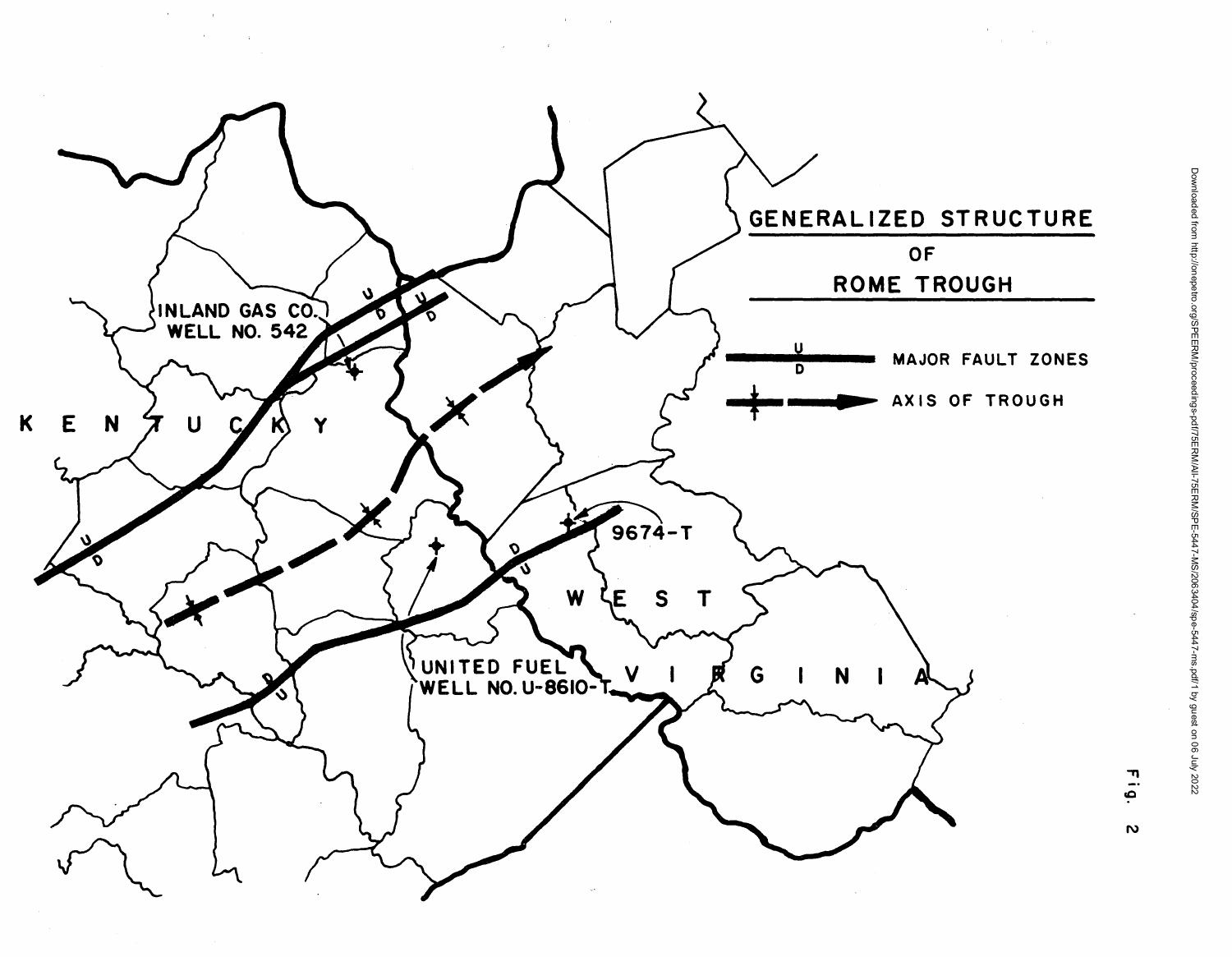## GENERALIZED STRUCTURE OF ROME TROUGH

MAJOR FAULT ZONES

AXIS OF TROUGH

INLAND GAS CO. WELL NO. 542

UNITED FUEL WELL NO. U-8610-T

9674-T

KENTUCKY

WEST VIRGINIA

Fig. 2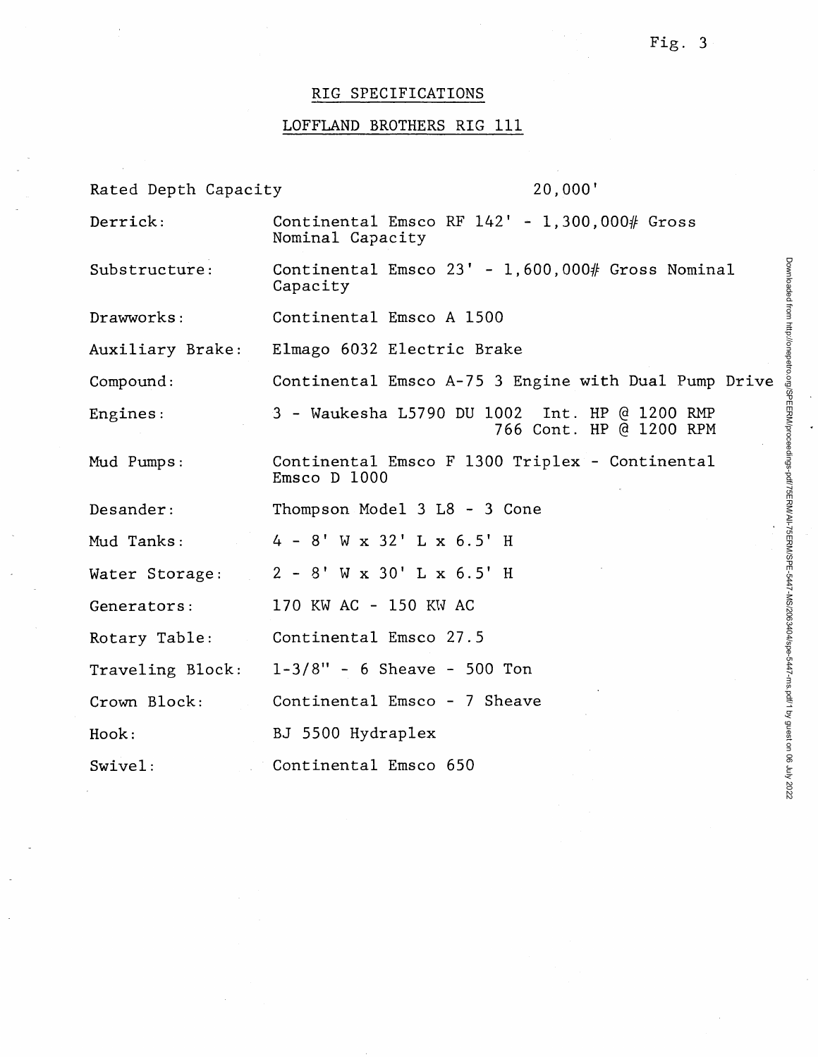Fig. 3

## RIG SPECIFICATIONS

## LOFFLAND BROTHERS RIG 111

| | |
|---|---|
| Rated Depth Capacity | 20,000' |
| Derrick: | Continental Emsco RF 142' - 1,300,000# Gross Nominal Capacity |
| Substructure: | Continental Emsco 23' - 1,600,000# Gross Nominal Capacity |
| Drawworks: | Continental Emsco A 1500 |
| Auxiliary Brake: | Elmago 6032 Electric Brake |
| Compound: | Continental Emsco A-75 3 Engine with Dual Pump Drive |
| Engines: | 3 - Waukesha L5790 DU 1002 Int. HP @ 1200 RMP<br>766 Cont. HP @ 1200 RPM |
| Mud Pumps: | Continental Emsco F 1300 Triplex - Continental Emsco D 1000 |
| Desander: | Thompson Model 3 L8 - 3 Cone |
| Mud Tanks: | 4 - 8' W x 32' L x 6.5' H |
| Water Storage: | 2 - 8' W x 30' L x 6.5' H |
| Generators: | 170 KW AC - 150 KW AC |
| Rotary Table: | Continental Emsco 27.5 |
| Traveling Block: | 1-3/8" - 6 Sheave - 500 Ton |
| Crown Block: | Continental Emsco - 7 Sheave |
| Hook: | BJ 5500 Hydraplex |
| Swivel: | Continental Emsco 650 |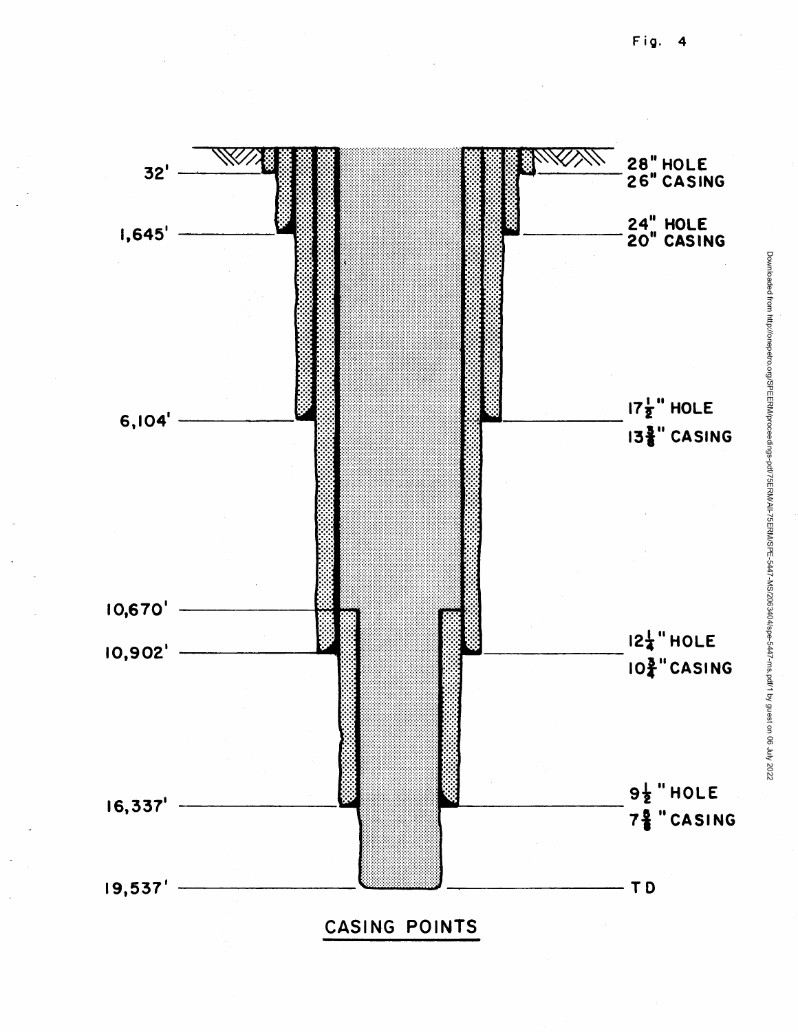Fig. 4

| Depth | Hole / Casing |
| --- | --- |
| 32' | 28" HOLE, 26" CASING |
| 1,645' | 24" HOLE, 20" CASING |
| 6,104' | 17½" HOLE, 13⅜" CASING |
| 10,670' | |
| 10,902' | 12¼" HOLE, 10¾" CASING |
| 16,337' | 9½" HOLE, 7⅝" CASING |
| 19,537' | TD |

CASING POINTS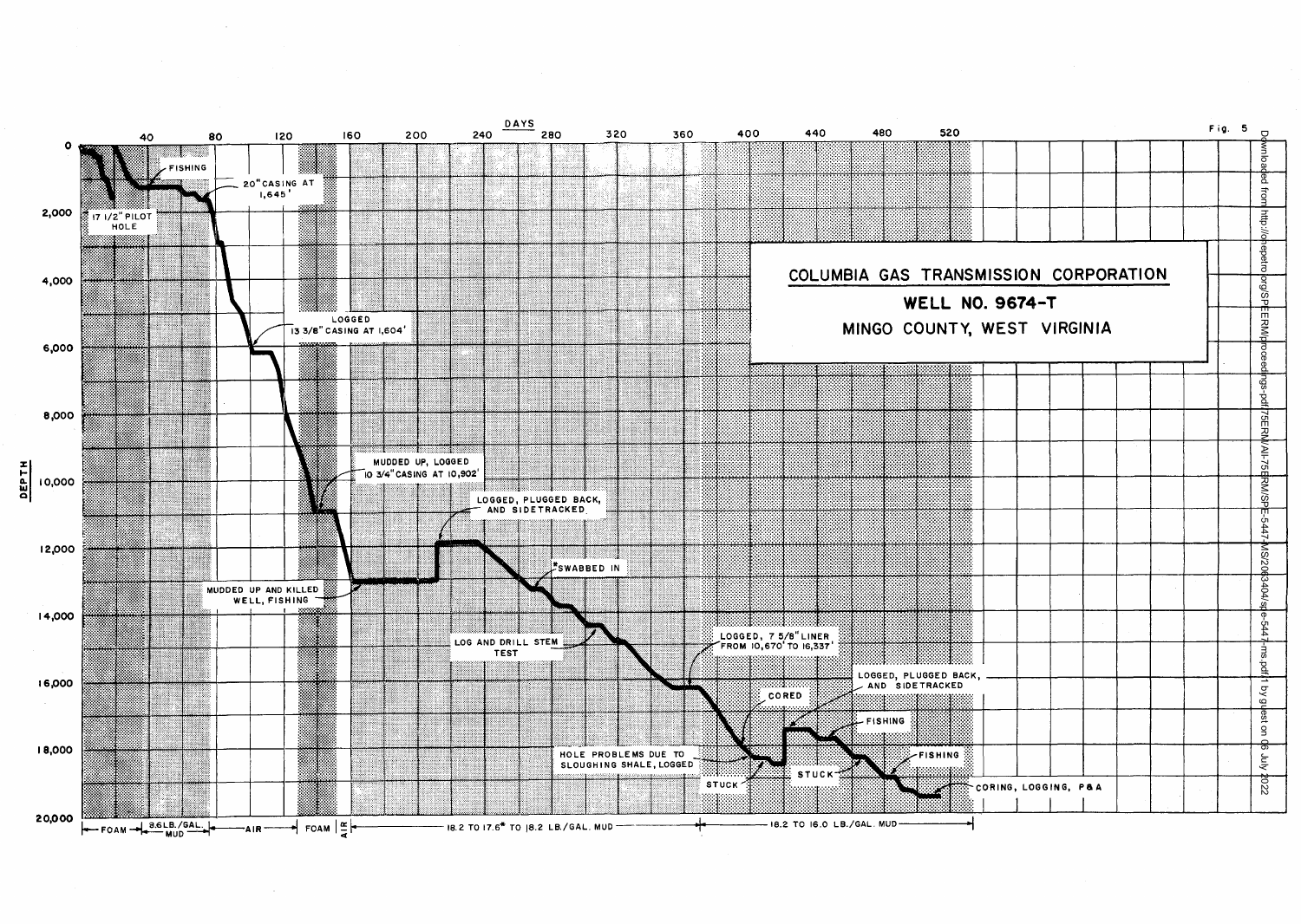Fig. 5

**COLUMBIA GAS TRANSMISSION CORPORATION**

**WELL NO. 9674-T**

MINGO COUNTY, WEST VIRGINIA

DAYS: 40, 80, 120, 160, 200, 240, 280, 320, 360, 400, 440, 480, 520

DEPTH: 0, 2,000, 4,000, 6,000, 8,000, 10,000, 12,000, 14,000, 16,000, 18,000, 20,000

- 17 1/2" PILOT HOLE
- FISHING
- 20" CASING AT 1,645'
- LOGGED 13 3/8" CASING AT 1,604'
- MUDDED UP, LOGGED 10 3/4" CASING AT 10,902'
- MUDDED UP AND KILLED WELL, FISHING
- LOGGED, PLUGGED BACK, AND SIDETRACKED
- *SWABBED IN
- LOG AND DRILL STEM TEST
- LOGGED, 7 5/8" LINER FROM 10,670' TO 16,337'
- HOLE PROBLEMS DUE TO SLOUGHING SHALE, LOGGED
- STUCK
- CORED
- LOGGED, PLUGGED BACK, AND SIDETRACKED
- FISHING
- STUCK
- FISHING
- CORING, LOGGING, P&A

FOAM | 8.6 LB./GAL. MUD | AIR | FOAM | AIR | 18.2 TO 17.6* TO 18.2 LB./GAL. MUD | 18.2 TO 16.0 LB./GAL. MUD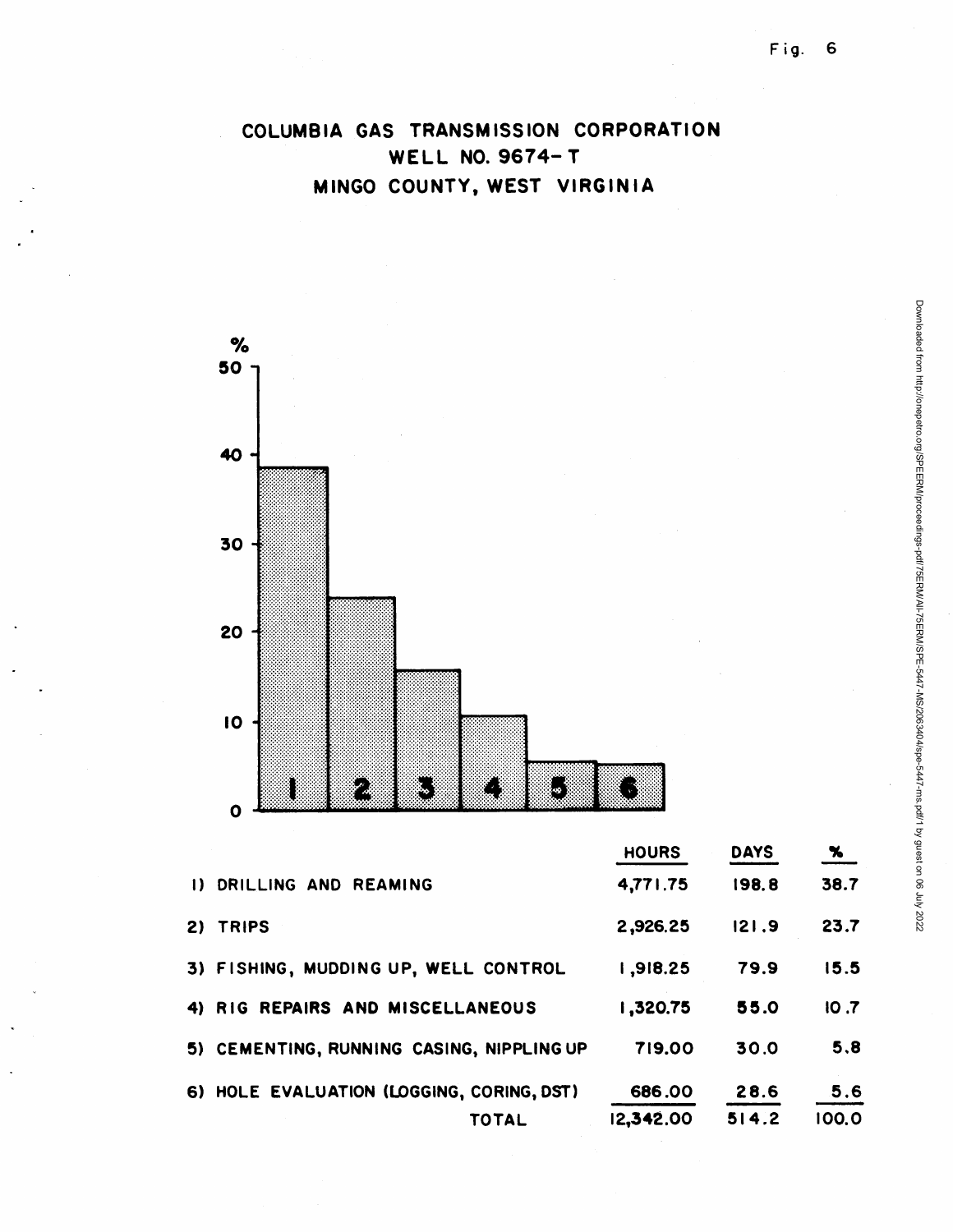Fig. 6

# COLUMBIA GAS TRANSMISSION CORPORATION
## WELL NO. 9674-T
## MINGO COUNTY, WEST VIRGINIA

|  | HOURS | DAYS | % |
|---|---|---|---|
| 1) DRILLING AND REAMING | 4,771.75 | 198.8 | 38.7 |
| 2) TRIPS | 2,926.25 | 121.9 | 23.7 |
| 3) FISHING, MUDDING UP, WELL CONTROL | 1,918.25 | 79.9 | 15.5 |
| 4) RIG REPAIRS AND MISCELLANEOUS | 1,320.75 | 55.0 | 10.7 |
| 5) CEMENTING, RUNNING CASING, NIPPLING UP | 719.00 | 30.0 | 5.8 |
| 6) HOLE EVALUATION (LOGGING, CORING, DST) | 686.00 | 28.6 | 5.6 |
| TOTAL | 12,342.00 | 514.2 | 100.0 |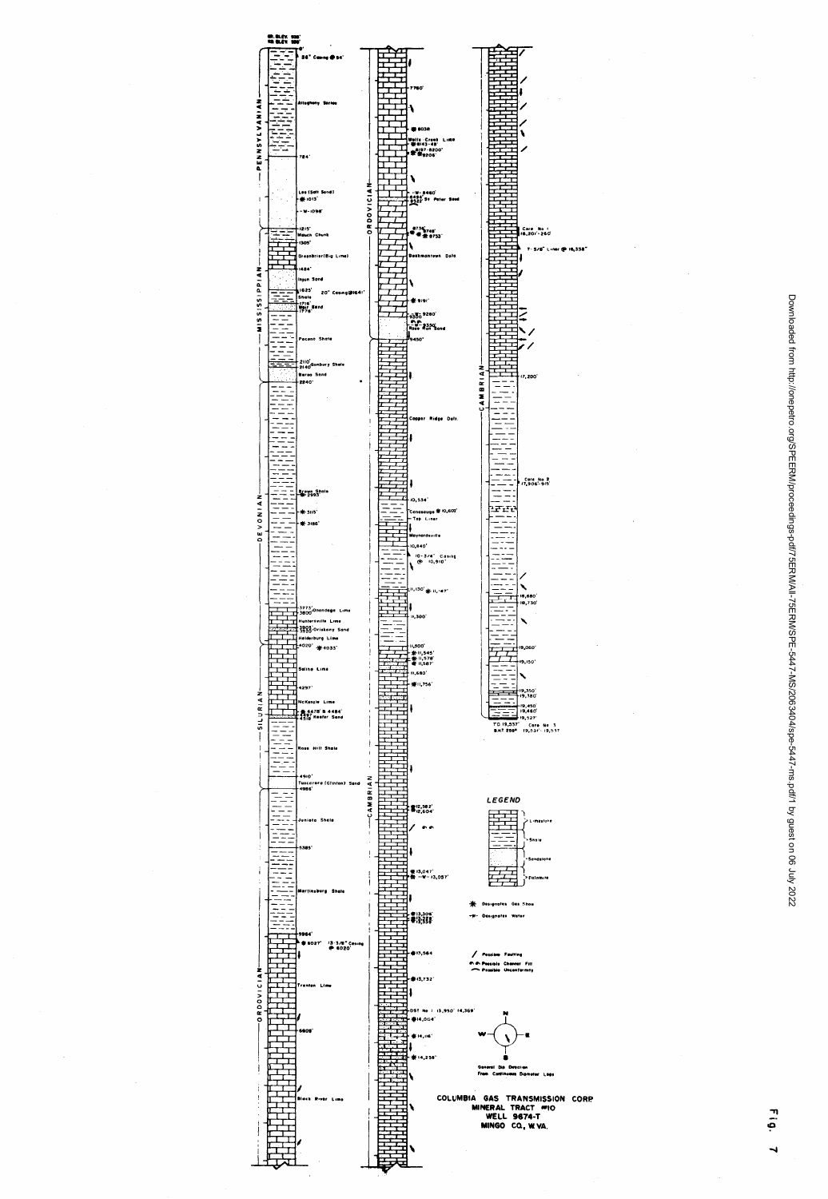**Fig. 7**

COLUMBIA GAS TRANSMISSION CORP
MINERAL TRACT #10
WELL 9674-T
MINGO CO., W. VA.

LEGEND

- Limestone
- Shale
- Sandstone
- Dolomite

\* Designates Gas Show
-W- Designates Water

/ Possible Faulting
Possible Channel Fill
Possible Unconformity

General Dip Direction From Continuous Dipmeter Logs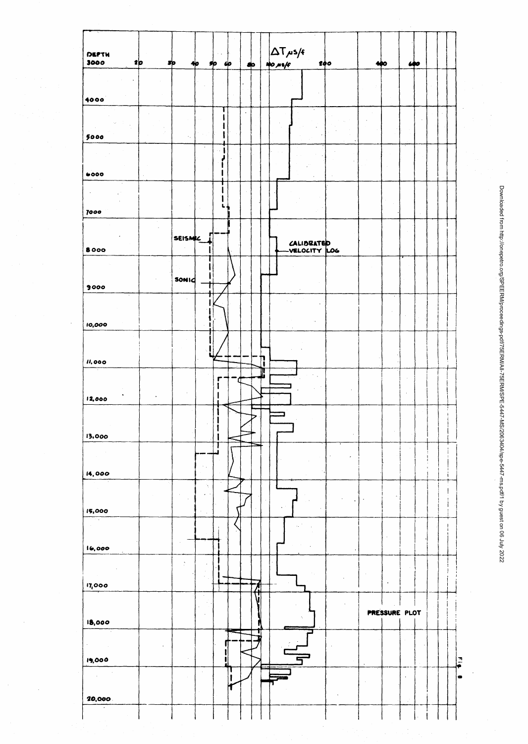DEPTH

3000

20

30

40

50

60

80

100 μs/f

ΔT μs/f

200

400

600

4000

5000

6000

7000

8000

9000

10,000

11,000

12,000

13,000

14,000

15,000

16,000

17,000

18,000

19,000

20,000

SEISMIC

SONIC

CALIBRATED VELOCITY LOG

PRESSURE PLOT

Fig. 8